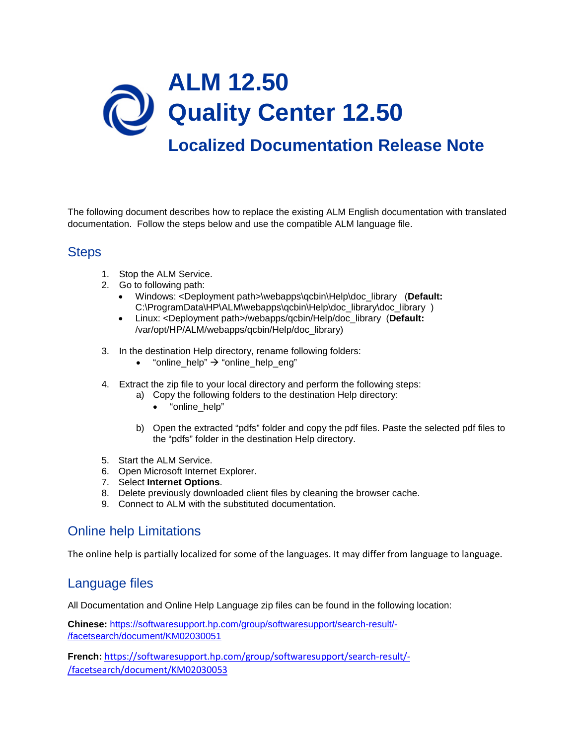# ALM 12.50
# Quality Center 12.50

## Localized Documentation Release Note

The following document describes how to replace the existing ALM English documentation with translated documentation. Follow the steps below and use the compatible ALM language file.

## Steps

1. Stop the ALM Service.
2. Go to following path:
   - Windows: <Deployment path>\webapps\qcbin\Help\doc_library (**Default:** C:\ProgramData\HP\ALM\webapps\qcbin\Help\doc_library )
   - Linux: <Deployment path>/webapps/qcbin/Help/doc_library (**Default:** /var/opt/HP/ALM/webapps/qcbin/Help/doc_library)

3. In the destination Help directory, rename following folders:
   - "online_help" → "online_help_eng"

4. Extract the zip file to your local directory and perform the following steps:
   a) Copy the following folders to the destination Help directory:
      - "online_help"

   b) Open the extracted "pdfs" folder and copy the pdf files. Paste the selected pdf files to the "pdfs" folder in the destination Help directory.

5. Start the ALM Service.
6. Open Microsoft Internet Explorer.
7. Select **Internet Options**.
8. Delete previously downloaded client files by cleaning the browser cache.
9. Connect to ALM with the substituted documentation.

## Online help Limitations

The online help is partially localized for some of the languages. It may differ from language to language.

## Language files

All Documentation and Online Help Language zip files can be found in the following location:

**Chinese:** https://softwaresupport.hp.com/group/softwaresupport/search-result/-/facetsearch/document/KM02030051

**French:** https://softwaresupport.hp.com/group/softwaresupport/search-result/-/facetsearch/document/KM02030053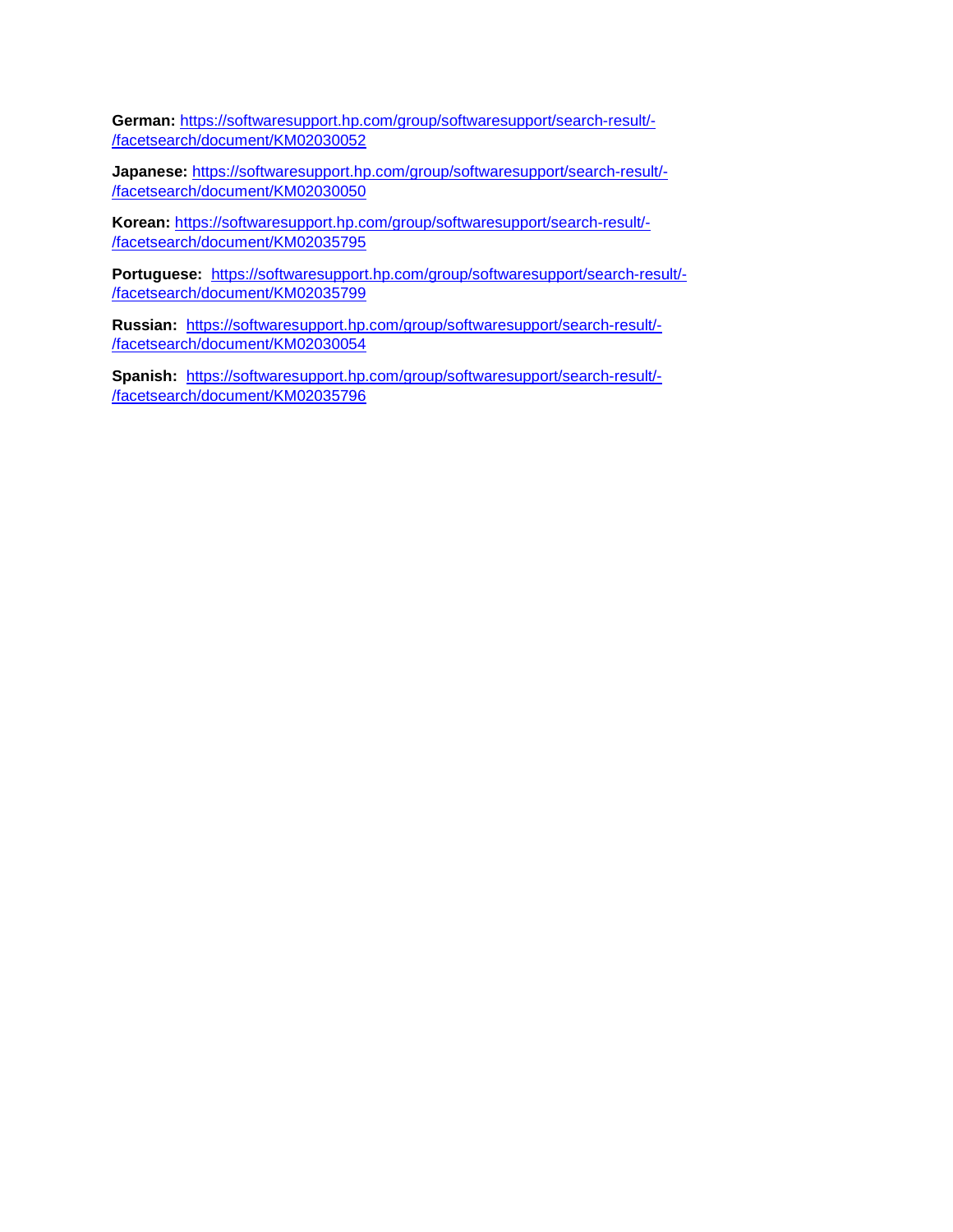**German:** https://softwaresupport.hp.com/group/softwaresupport/search-result/-/facetsearch/document/KM02030052

**Japanese:** https://softwaresupport.hp.com/group/softwaresupport/search-result/-/facetsearch/document/KM02030050

**Korean:** https://softwaresupport.hp.com/group/softwaresupport/search-result/-/facetsearch/document/KM02035795

**Portuguese:** https://softwaresupport.hp.com/group/softwaresupport/search-result/-/facetsearch/document/KM02035799

**Russian:** https://softwaresupport.hp.com/group/softwaresupport/search-result/-/facetsearch/document/KM02030054

**Spanish:** https://softwaresupport.hp.com/group/softwaresupport/search-result/-/facetsearch/document/KM02035796